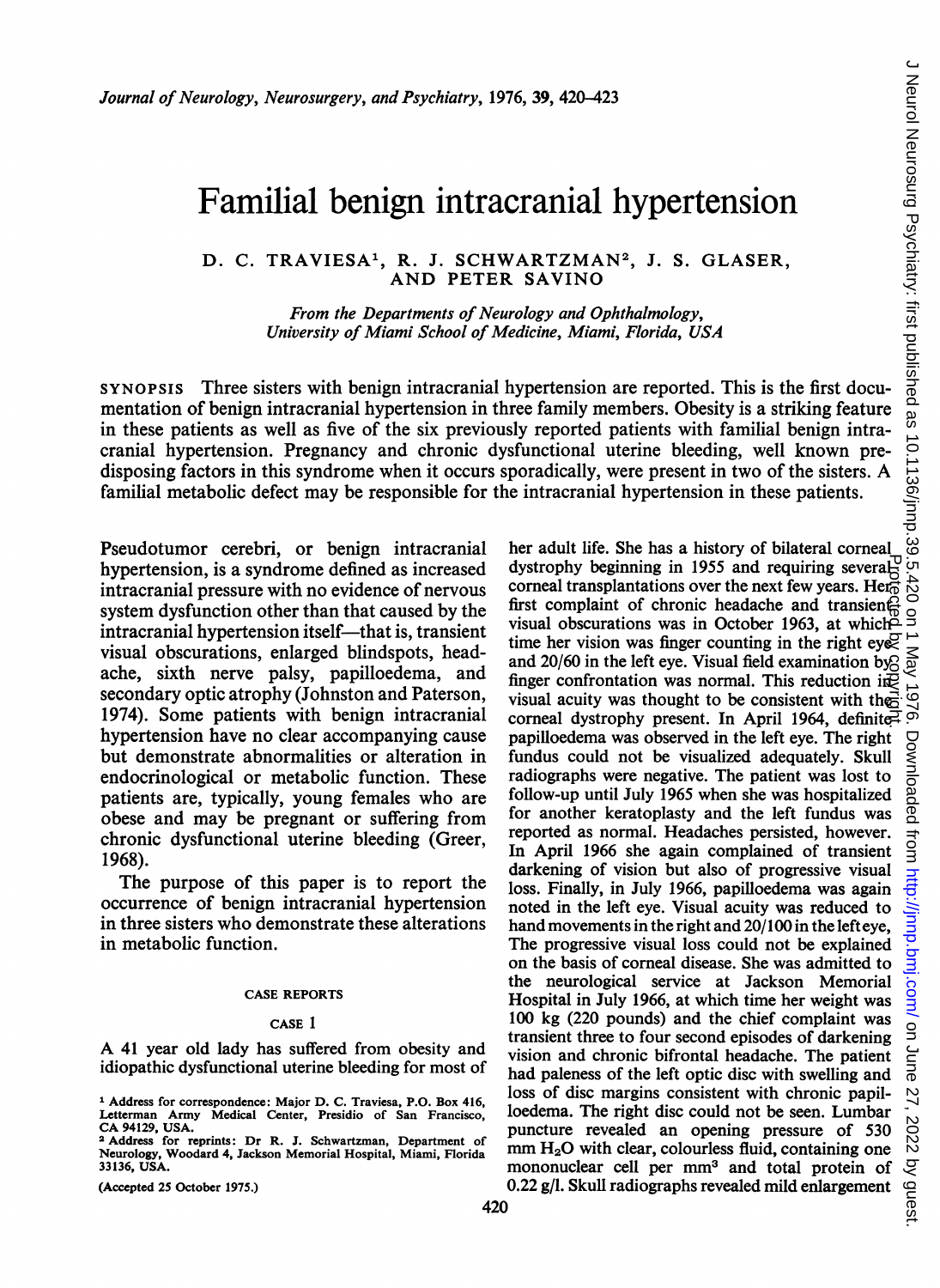# Familial benign intracranial hypertension

D. C. TRAVIESA[1], R. J. SCHWARTZMAN[2], J. S. GLASER, AND PETER SAVINO

*From the Departments of Neurology and Ophthalmology, University of Miami School of Medicine, Miami, Florida, USA*

SYNOPSIS Three sisters with benign intracranial hypertension are reported. This is the first documentation of benign intracranial hypertension in three family members. Obesity is a striking feature in these patients as well as five of the six previously reported patients with familial benign intracranial hypertension. Pregnancy and chronic dysfunctional uterine bleeding, well known predisposing factors in this syndrome when it occurs sporadically, were present in two of the sisters. A familial metabolic defect may be responsible for the intracranial hypertension in these patients.

Pseudotumor cerebri, or benign intracranial hypertension, is a syndrome defined as increased intracranial pressure with no evidence of nervous system dysfunction other than that caused by the intracranial hypertension itself—that is, transient visual obscurations, enlarged blindspots, headache, sixth nerve palsy, papilloedema, and secondary optic atrophy (Johnston and Paterson, 1974). Some patients with benign intracranial hypertension have no clear accompanying cause but demonstrate abnormalities or alteration in endocrinological or metabolic function. These patients are, typically, young females who are obese and may be pregnant or suffering from chronic dysfunctional uterine bleeding (Greer, 1968).

The purpose of this paper is to report the occurrence of benign intracranial hypertension in three sisters who demonstrate these alterations in metabolic function.

## CASE REPORTS

### CASE 1

A 41 year old lady has suffered from obesity and idiopathic dysfunctional uterine bleeding for most of her adult life. She has a history of bilateral corneal dystrophy beginning in 1955 and requiring several corneal transplantations over the next few years. Her first complaint of chronic headache and transient visual obscurations was in October 1963, at which time her vision was finger counting in the right eye and 20/60 in the left eye. Visual field examination by finger confrontation was normal. This reduction in visual acuity was thought to be consistent with the corneal dystrophy present. In April 1964, definite papilloedema was observed in the left eye. The right fundus could not be visualized adequately. Skull radiographs were negative. The patient was lost to follow-up until July 1965 when she was hospitalized for another keratoplasty and the left fundus was reported as normal. Headaches persisted, however. In April 1966 she again complained of transient darkening of vision but also of progressive visual loss. Finally, in July 1966, papilloedema was again noted in the left eye. Visual acuity was reduced to hand movements in the right and 20/100 in the left eye. The progressive visual loss could not be explained on the basis of corneal disease. She was admitted to the neurological service at Jackson Memorial Hospital in July 1966, at which time her weight was 100 kg (220 pounds) and the chief complaint was transient three to four second episodes of darkening vision and chronic bifrontal headache. The patient had paleness of the left optic disc with swelling and loss of disc margins consistent with chronic papilloedema. The right disc could not be seen. Lumbar puncture revealed an opening pressure of 530 mm $H_2O$ with clear, colourless fluid, containing one mononuclear cell per mm$^3$ and total protein of 0.22 g/l. Skull radiographs revealed mild enlargement

[1] Address for correspondence: Major D. C. Traviesa, P.O. Box 416, Letterman Army Medical Center, Presidio of San Francisco, CA 94129, USA.

[2] Address for reprints: Dr R. J. Schwartzman, Department of Neurology, Woodard 4, Jackson Memorial Hospital, Miami, Florida 33136, USA.

(Accepted 25 October 1975.)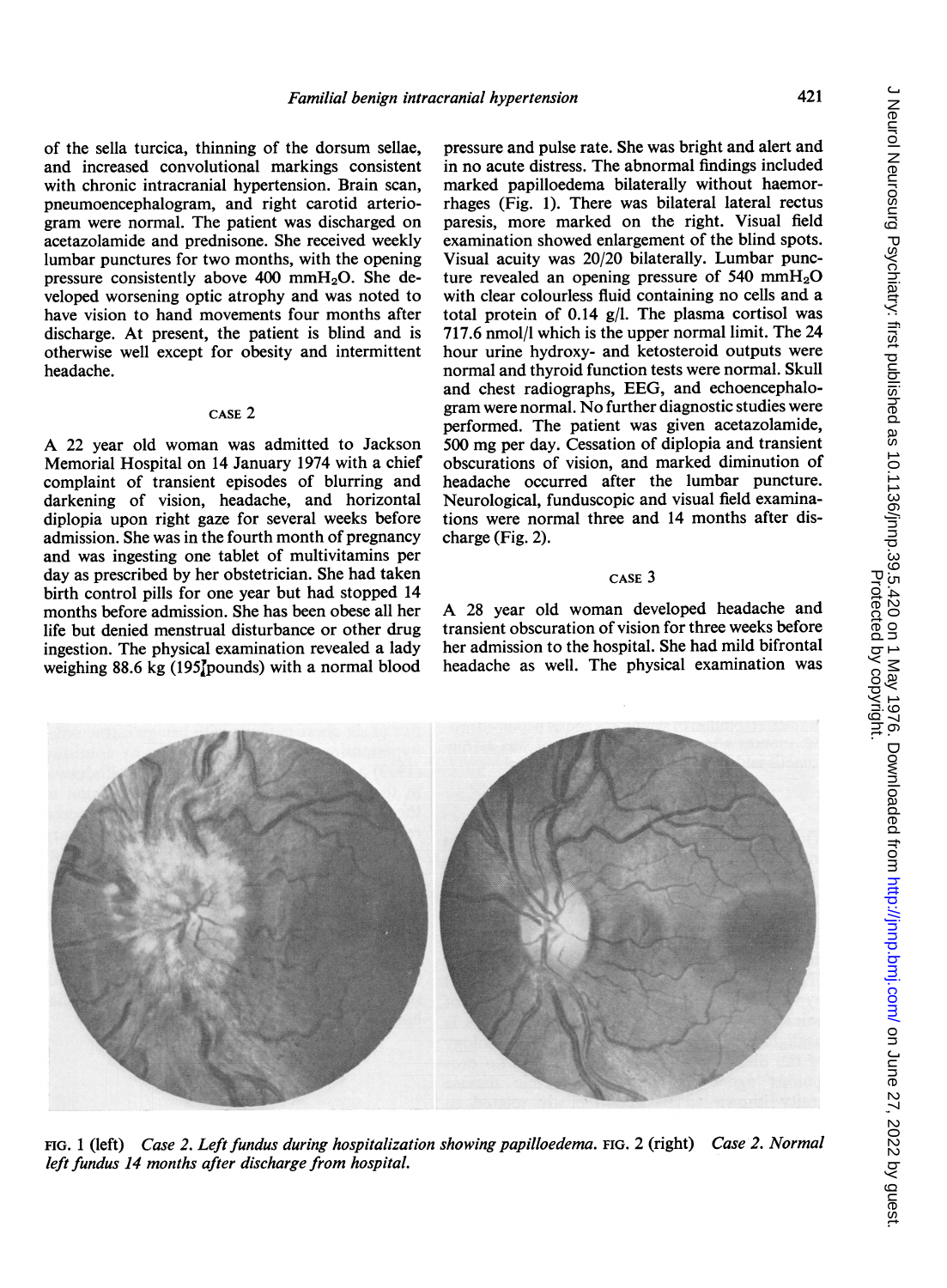of the sella turcica, thinning of the dorsum sellae, and increased convolutional markings consistent with chronic intracranial hypertension. Brain scan, pneumoencephalogram, and right carotid arteriogram were normal. The patient was discharged on acetazolamide and prednisone. She received weekly lumbar punctures for two months, with the opening pressure consistently above 400 $mmH_2O$. She developed worsening optic atrophy and was noted to have vision to hand movements four months after discharge. At present, the patient is blind and is otherwise well except for obesity and intermittent headache.

### CASE 2

A 22 year old woman was admitted to Jackson Memorial Hospital on 14 January 1974 with a chief complaint of transient episodes of blurring and darkening of vision, headache, and horizontal diplopia upon right gaze for several weeks before admission. She was in the fourth month of pregnancy and was ingesting one tablet of multivitamins per day as prescribed by her obstetrician. She had taken birth control pills for one year but had stopped 14 months before admission. She has been obese all her life but denied menstrual disturbance or other drug ingestion. The physical examination revealed a lady weighing 88.6 kg (195⅞ pounds) with a normal blood pressure and pulse rate. She was bright and alert and in no acute distress. The abnormal findings included marked papilloedema bilaterally without haemorrhages (Fig. 1). There was bilateral lateral rectus paresis, more marked on the right. Visual field examination showed enlargement of the blind spots. Visual acuity was 20/20 bilaterally. Lumbar puncture revealed an opening pressure of 540 $mmH_2O$ with clear colourless fluid containing no cells and a total protein of 0.14 g/l. The plasma cortisol was 717.6 nmol/l which is the upper normal limit. The 24 hour urine hydroxy- and ketosteroid outputs were normal and thyroid function tests were normal. Skull and chest radiographs, EEG, and echoencephalogram were normal. No further diagnostic studies were performed. The patient was given acetazolamide, 500 mg per day. Cessation of diplopia and transient obscurations of vision, and marked diminution of headache occurred after the lumbar puncture. Neurological, funduscopic and visual field examinations were normal three and 14 months after discharge (Fig. 2).

### CASE 3

A 28 year old woman developed headache and transient obscuration of vision for three weeks before her admission to the hospital. She had mild bifrontal headache as well. The physical examination was

FIG. 1 (left) *Case 2. Left fundus during hospitalization showing papilloedema.* FIG. 2 (right) *Case 2. Normal left fundus 14 months after discharge from hospital.*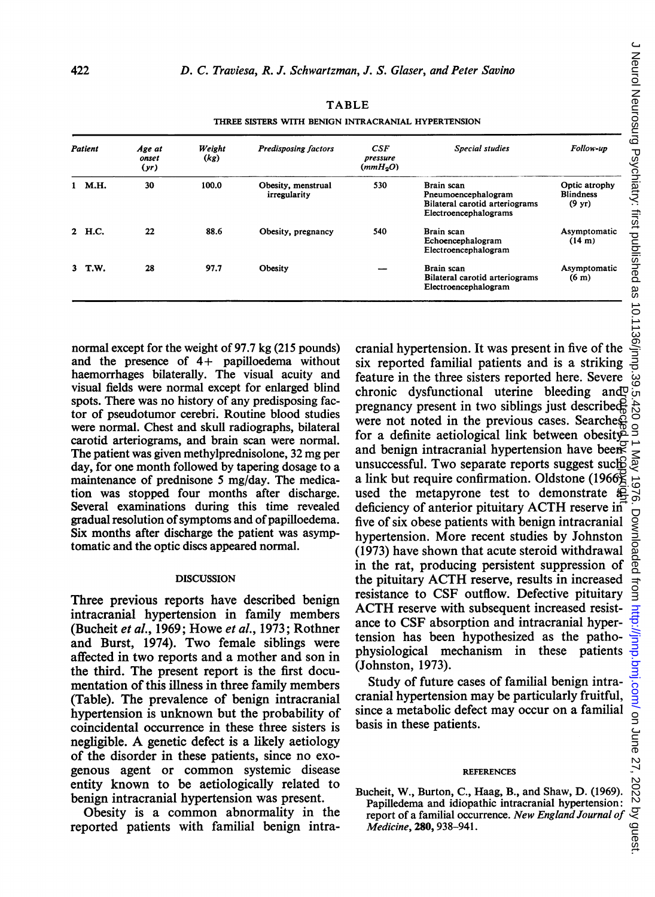TABLE

THREE SISTERS WITH BENIGN INTRACRANIAL HYPERTENSION

| Patient | Age at onset (yr) | Weight (kg) | Predisposing factors | CSF pressure ($mmH_2O$) | Special studies | Follow-up |
|---|---|---|---|---|---|---|
| 1 M.H. | 30 | 100.0 | Obesity, menstrual irregularity | 530 | Brain scan<br>Pneumoencephalogram<br>Bilateral carotid arteriograms<br>Electroencephalograms | Optic atrophy<br>Blindness<br>(9 yr) |
| 2 H.C. | 22 | 88.6 | Obesity, pregnancy | 540 | Brain scan<br>Echoencephalogram<br>Electroencephalogram | Asymptomatic<br>(14 m) |
| 3 T.W. | 28 | 97.7 | Obesity | — | Brain scan<br>Bilateral carotid arteriograms<br>Electroencephalogram | Asymptomatic<br>(6 m) |

normal except for the weight of 97.7 kg (215 pounds) and the presence of 4+ papilloedema without haemorrhages bilaterally. The visual acuity and visual fields were normal except for enlarged blind spots. There was no history of any predisposing factor of pseudotumor cerebri. Routine blood studies were normal. Chest and skull radiographs, bilateral carotid arteriograms, and brain scan were normal. The patient was given methylprednisolone, 32 mg per day, for one month followed by tapering dosage to a maintenance of prednisone 5 mg/day. The medication was stopped four months after discharge. Several examinations during this time revealed gradual resolution of symptoms and of papilloedema. Six months after discharge the patient was asymptomatic and the optic discs appeared normal.

## DISCUSSION

Three previous reports have described benign intracranial hypertension in family members (Bucheit *et al.*, 1969; Howe *et al.*, 1973; Rothner and Burst, 1974). Two female siblings were affected in two reports and a mother and son in the third. The present report is the first documentation of this illness in three family members (Table). The prevalence of benign intracranial hypertension is unknown but the probability of coincidental occurrence in these three sisters is negligible. A genetic defect is a likely aetiology of the disorder in these patients, since no exogenous agent or common systemic disease entity known to be aetiologically related to benign intracranial hypertension was present.

Obesity is a common abnormality in the reported patients with familial benign intracranial hypertension. It was present in five of the six reported familial patients and is a striking feature in the three sisters reported here. Severe chronic dysfunctional uterine bleeding and pregnancy present in two siblings just described were not noted in the previous cases. Searches for a definite aetiological link between obesity and benign intracranial hypertension have been unsuccessful. Two separate reports suggest such a link but require confirmation. Oldstone (1966) used the metapyrone test to demonstrate a deficiency of anterior pituitary ACTH reserve in five of six obese patients with benign intracranial hypertension. More recent studies by Johnston (1973) have shown that acute steroid withdrawal in the rat, producing persistent suppression of the pituitary ACTH reserve, results in increased resistance to CSF outflow. Defective pituitary ACTH reserve with subsequent increased resistance to CSF absorption and intracranial hypertension has been hypothesized as the pathophysiological mechanism in these patients (Johnston, 1973).

Study of future cases of familial benign intracranial hypertension may be particularly fruitful, since a metabolic defect may occur on a familial basis in these patients.

## REFERENCES

Bucheit, W., Burton, C., Haag, B., and Shaw, D. (1969). Papilledema and idiopathic intracranial hypertension: report of a familial occurrence. *New England Journal of Medicine*, **280**, 938–941.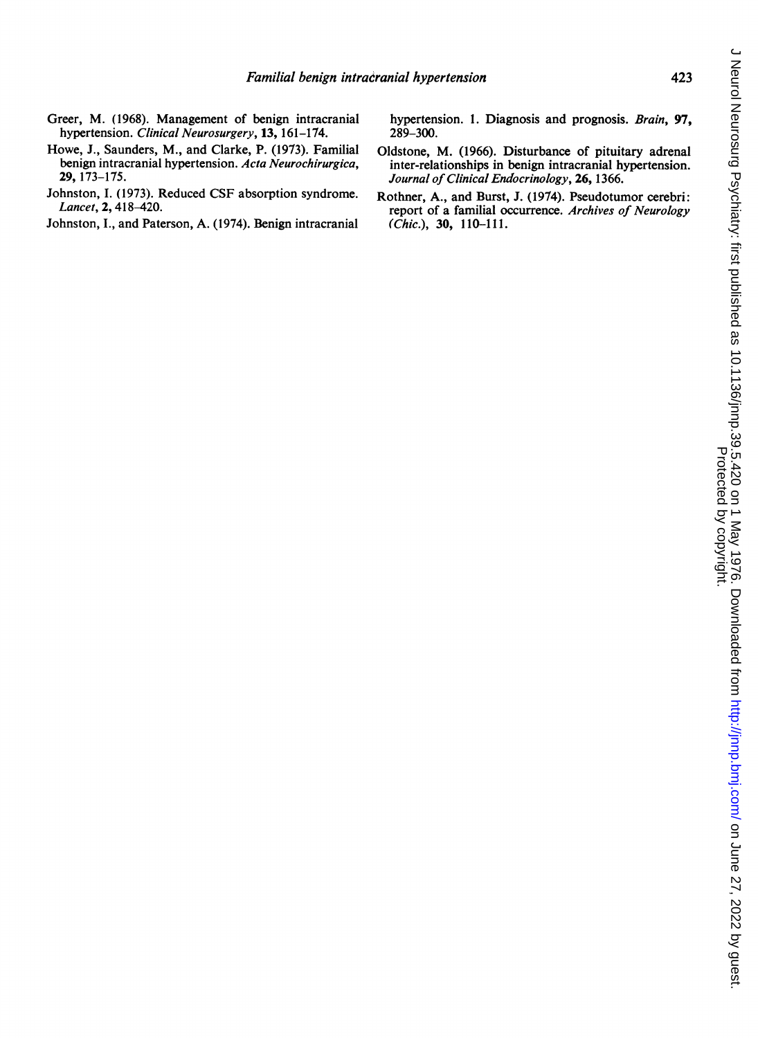Greer, M. (1968). Management of benign intracranial hypertension. *Clinical Neurosurgery*, **13**, 161–174.

Howe, J., Saunders, M., and Clarke, P. (1973). Familial benign intracranial hypertension. *Acta Neurochirurgica*, **29**, 173–175.

Johnston, I. (1973). Reduced CSF absorption syndrome. *Lancet*, **2**, 418–420.

Johnston, I., and Paterson, A. (1974). Benign intracranial hypertension. 1. Diagnosis and prognosis. *Brain*, **97**, 289–300.

Oldstone, M. (1966). Disturbance of pituitary adrenal inter-relationships in benign intracranial hypertension. *Journal of Clinical Endocrinology*, **26**, 1366.

Rothner, A., and Burst, J. (1974). Pseudotumor cerebri: report of a familial occurrence. *Archives of Neurology (Chic.)*, **30**, 110–111.